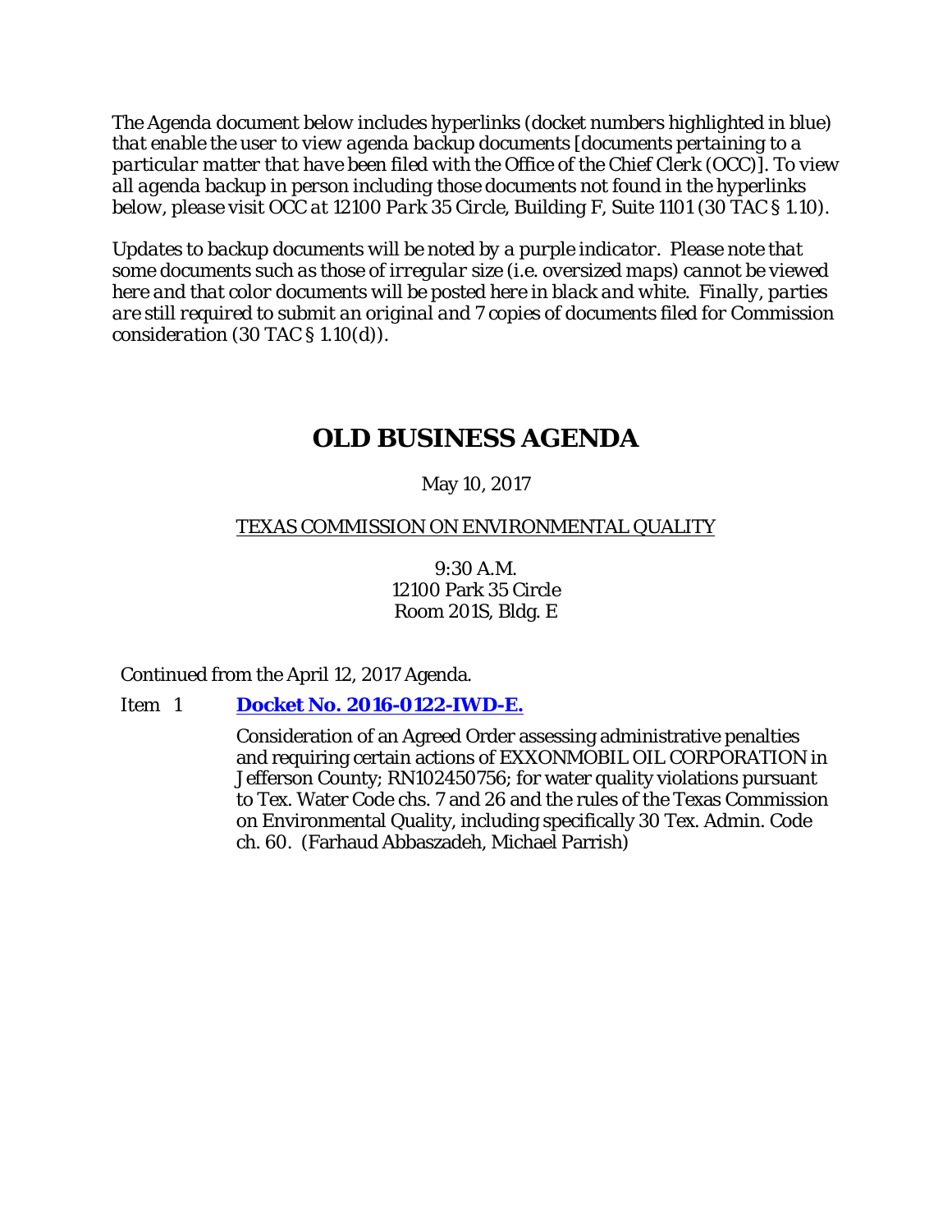*The Agenda document below includes hyperlinks (docket numbers highlighted in blue) that enable the user to view agenda backup documents [documents pertaining to a particular matter that have been filed with the Office of the Chief Clerk (OCC)]. To view all agenda backup in person including those documents not found in the hyperlinks below, please visit OCC at 12100 Park 35 Circle, Building F, Suite 1101 (30 TAC § 1.10).*

*Updates to backup documents will be noted by a purple indicator. Please note that some documents such as those of irregular size (i.e. oversized maps) cannot be viewed here and that color documents will be posted here in black and white. Finally, parties are still required to submit an original and 7 copies of documents filed for Commission consideration (30 TAC § 1.10(d)).*

# OLD BUSINESS AGENDA

May 10, 2017

TEXAS COMMISSION ON ENVIRONMENTAL QUALITY

9:30 A.M.
12100 Park 35 Circle
Room 201S, Bldg. E

Continued from the April 12, 2017 Agenda.

Item 1 **Docket No. 2016-0122-IWD-E.**

Consideration of an Agreed Order assessing administrative penalties and requiring certain actions of EXXONMOBIL OIL CORPORATION in Jefferson County; RN102450756; for water quality violations pursuant to Tex. Water Code chs. 7 and 26 and the rules of the Texas Commission on Environmental Quality, including specifically 30 Tex. Admin. Code ch. 60. (Farhaud Abbaszadeh, Michael Parrish)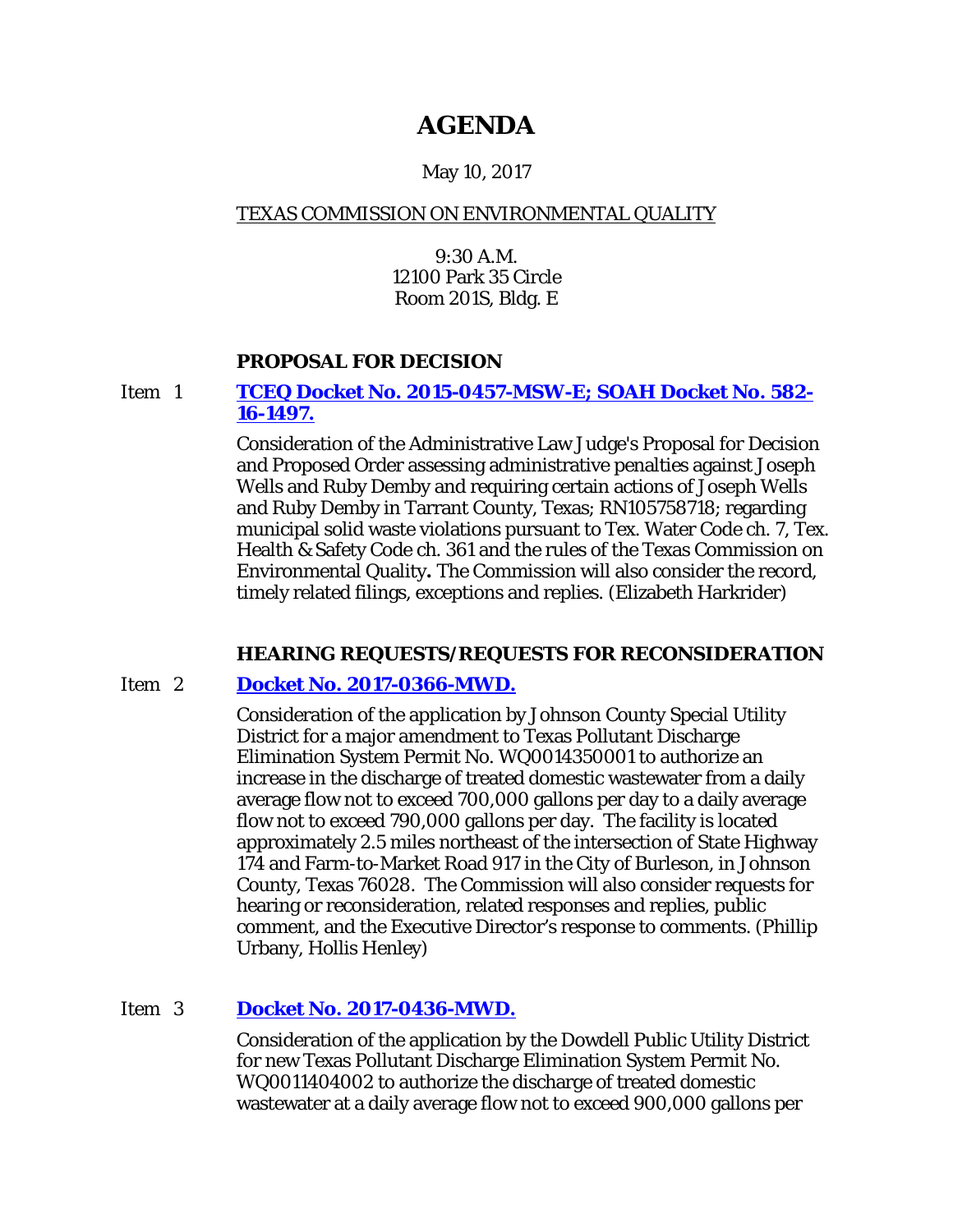# AGENDA

May 10, 2017

TEXAS COMMISSION ON ENVIRONMENTAL QUALITY

9:30 A.M.
12100 Park 35 Circle
Room 201S, Bldg. E

## PROPOSAL FOR DECISION

Item 1 **TCEQ Docket No. 2015-0457-MSW-E; SOAH Docket No. 582-16-1497.**

Consideration of the Administrative Law Judge's Proposal for Decision and Proposed Order assessing administrative penalties against Joseph Wells and Ruby Demby and requiring certain actions of Joseph Wells and Ruby Demby in Tarrant County, Texas; RN105758718; regarding municipal solid waste violations pursuant to Tex. Water Code ch. 7, Tex. Health & Safety Code ch. 361 and the rules of the Texas Commission on Environmental Quality**.** The Commission will also consider the record, timely related filings, exceptions and replies. (Elizabeth Harkrider)

## HEARING REQUESTS/REQUESTS FOR RECONSIDERATION

Item 2 **Docket No. 2017-0366-MWD.**

Consideration of the application by Johnson County Special Utility District for a major amendment to Texas Pollutant Discharge Elimination System Permit No. WQ0014350001 to authorize an increase in the discharge of treated domestic wastewater from a daily average flow not to exceed 700,000 gallons per day to a daily average flow not to exceed 790,000 gallons per day. The facility is located approximately 2.5 miles northeast of the intersection of State Highway 174 and Farm-to-Market Road 917 in the City of Burleson, in Johnson County, Texas 76028. The Commission will also consider requests for hearing or reconsideration, related responses and replies, public comment, and the Executive Director's response to comments. (Phillip Urbany, Hollis Henley)

Item 3 **Docket No. 2017-0436-MWD.**

Consideration of the application by the Dowdell Public Utility District for new Texas Pollutant Discharge Elimination System Permit No. WQ0011404002 to authorize the discharge of treated domestic wastewater at a daily average flow not to exceed 900,000 gallons per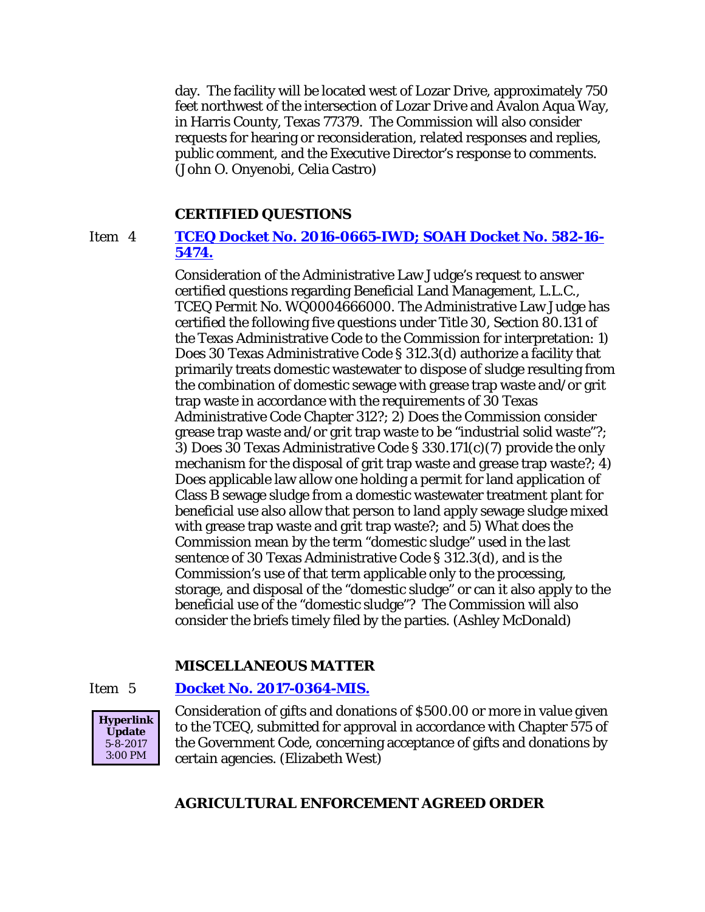day. The facility will be located west of Lozar Drive, approximately 750 feet northwest of the intersection of Lozar Drive and Avalon Aqua Way, in Harris County, Texas 77379. The Commission will also consider requests for hearing or reconsideration, related responses and replies, public comment, and the Executive Director's response to comments. (John O. Onyenobi, Celia Castro)

## CERTIFIED QUESTIONS

Item 4 **TCEQ Docket No. 2016-0665-IWD; SOAH Docket No. 582-16-5474.**

Consideration of the Administrative Law Judge's request to answer certified questions regarding Beneficial Land Management, L.L.C., TCEQ Permit No. WQ0004666000. The Administrative Law Judge has certified the following five questions under Title 30, Section 80.131 of the Texas Administrative Code to the Commission for interpretation: 1) Does 30 Texas Administrative Code § 312.3(d) authorize a facility that primarily treats domestic wastewater to dispose of sludge resulting from the combination of domestic sewage with grease trap waste and/or grit trap waste in accordance with the requirements of 30 Texas Administrative Code Chapter 312?; 2) Does the Commission consider grease trap waste and/or grit trap waste to be "industrial solid waste"?; 3) Does 30 Texas Administrative Code § 330.171(c)(7) provide the only mechanism for the disposal of grit trap waste and grease trap waste?; 4) Does applicable law allow one holding a permit for land application of Class B sewage sludge from a domestic wastewater treatment plant for beneficial use also allow that person to land apply sewage sludge mixed with grease trap waste and grit trap waste?; and 5) What does the Commission mean by the term "domestic sludge" used in the last sentence of 30 Texas Administrative Code § 312.3(d), and is the Commission's use of that term applicable only to the processing, storage, and disposal of the "domestic sludge" or can it also apply to the beneficial use of the "domestic sludge"? The Commission will also consider the briefs timely filed by the parties. (Ashley McDonald)

## MISCELLANEOUS MATTER

Item 5 **Docket No. 2017-0364-MIS.**

**Hyperlink Update** 5-8-2017 3:00 PM

Consideration of gifts and donations of $500.00 or more in value given to the TCEQ, submitted for approval in accordance with Chapter 575 of the Government Code, concerning acceptance of gifts and donations by certain agencies. (Elizabeth West)

## AGRICULTURAL ENFORCEMENT AGREED ORDER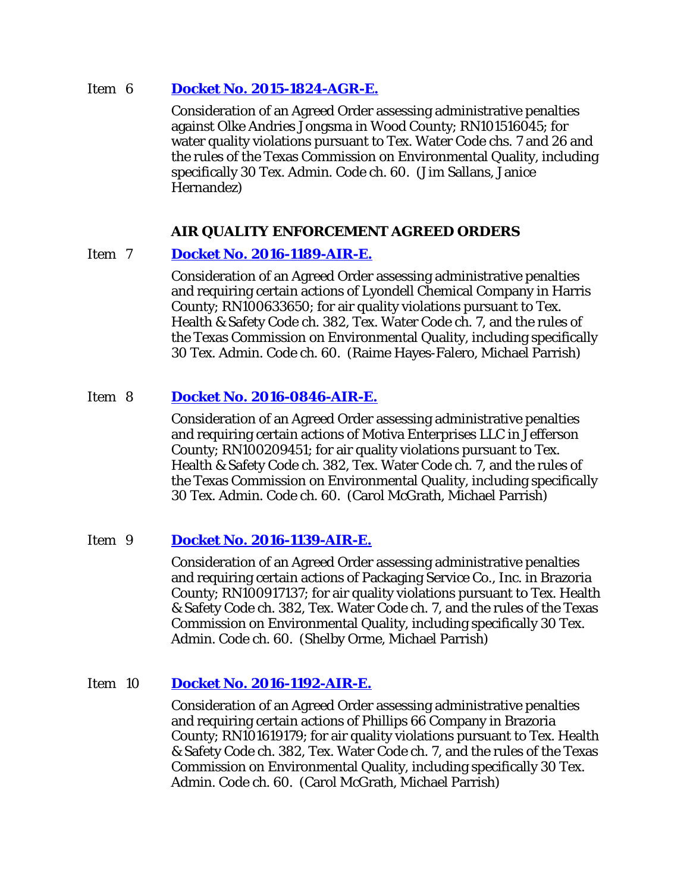Item 6 **Docket No. 2015-1824-AGR-E.**

Consideration of an Agreed Order assessing administrative penalties against Olke Andries Jongsma in Wood County; RN101516045; for water quality violations pursuant to Tex. Water Code chs. 7 and 26 and the rules of the Texas Commission on Environmental Quality, including specifically 30 Tex. Admin. Code ch. 60. (Jim Sallans, Janice Hernandez)

## AIR QUALITY ENFORCEMENT AGREED ORDERS

Item 7 **Docket No. 2016-1189-AIR-E.**

Consideration of an Agreed Order assessing administrative penalties and requiring certain actions of Lyondell Chemical Company in Harris County; RN100633650; for air quality violations pursuant to Tex. Health & Safety Code ch. 382, Tex. Water Code ch. 7, and the rules of the Texas Commission on Environmental Quality, including specifically 30 Tex. Admin. Code ch. 60. (Raime Hayes-Falero, Michael Parrish)

Item 8 **Docket No. 2016-0846-AIR-E.**

Consideration of an Agreed Order assessing administrative penalties and requiring certain actions of Motiva Enterprises LLC in Jefferson County; RN100209451; for air quality violations pursuant to Tex. Health & Safety Code ch. 382, Tex. Water Code ch. 7, and the rules of the Texas Commission on Environmental Quality, including specifically 30 Tex. Admin. Code ch. 60. (Carol McGrath, Michael Parrish)

Item 9 **Docket No. 2016-1139-AIR-E.**

Consideration of an Agreed Order assessing administrative penalties and requiring certain actions of Packaging Service Co., Inc. in Brazoria County; RN100917137; for air quality violations pursuant to Tex. Health & Safety Code ch. 382, Tex. Water Code ch. 7, and the rules of the Texas Commission on Environmental Quality, including specifically 30 Tex. Admin. Code ch. 60. (Shelby Orme, Michael Parrish)

Item 10 **Docket No. 2016-1192-AIR-E.**

Consideration of an Agreed Order assessing administrative penalties and requiring certain actions of Phillips 66 Company in Brazoria County; RN101619179; for air quality violations pursuant to Tex. Health & Safety Code ch. 382, Tex. Water Code ch. 7, and the rules of the Texas Commission on Environmental Quality, including specifically 30 Tex. Admin. Code ch. 60. (Carol McGrath, Michael Parrish)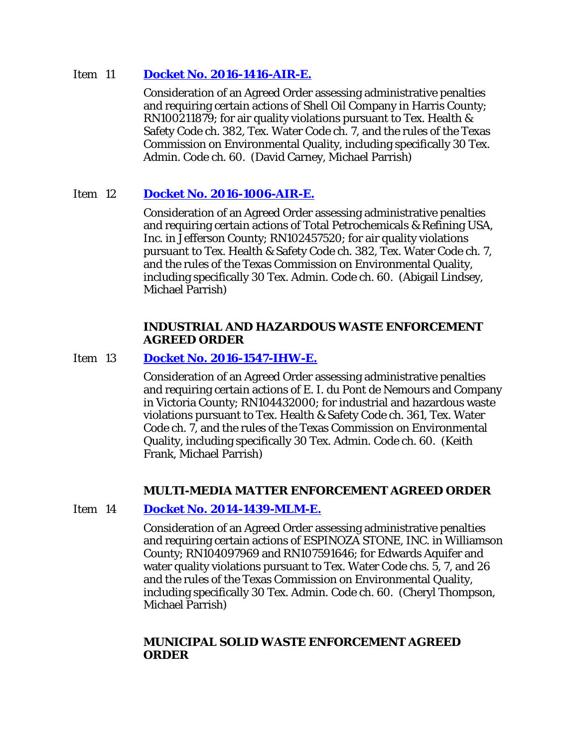Item 11 **Docket No. 2016-1416-AIR-E.**

Consideration of an Agreed Order assessing administrative penalties and requiring certain actions of Shell Oil Company in Harris County; RN100211879; for air quality violations pursuant to Tex. Health & Safety Code ch. 382, Tex. Water Code ch. 7, and the rules of the Texas Commission on Environmental Quality, including specifically 30 Tex. Admin. Code ch. 60. (David Carney, Michael Parrish)

Item 12 **Docket No. 2016-1006-AIR-E.**

Consideration of an Agreed Order assessing administrative penalties and requiring certain actions of Total Petrochemicals & Refining USA, Inc. in Jefferson County; RN102457520; for air quality violations pursuant to Tex. Health & Safety Code ch. 382, Tex. Water Code ch. 7, and the rules of the Texas Commission on Environmental Quality, including specifically 30 Tex. Admin. Code ch. 60. (Abigail Lindsey, Michael Parrish)

**INDUSTRIAL AND HAZARDOUS WASTE ENFORCEMENT AGREED ORDER**

Item 13 **Docket No. 2016-1547-IHW-E.**

Consideration of an Agreed Order assessing administrative penalties and requiring certain actions of E. I. du Pont de Nemours and Company in Victoria County; RN104432000; for industrial and hazardous waste violations pursuant to Tex. Health & Safety Code ch. 361, Tex. Water Code ch. 7, and the rules of the Texas Commission on Environmental Quality, including specifically 30 Tex. Admin. Code ch. 60. (Keith Frank, Michael Parrish)

**MULTI-MEDIA MATTER ENFORCEMENT AGREED ORDER**

Item 14 **Docket No. 2014-1439-MLM-E.**

Consideration of an Agreed Order assessing administrative penalties and requiring certain actions of ESPINOZA STONE, INC. in Williamson County; RN104097969 and RN107591646; for Edwards Aquifer and water quality violations pursuant to Tex. Water Code chs. 5, 7, and 26 and the rules of the Texas Commission on Environmental Quality, including specifically 30 Tex. Admin. Code ch. 60. (Cheryl Thompson, Michael Parrish)

**MUNICIPAL SOLID WASTE ENFORCEMENT AGREED ORDER**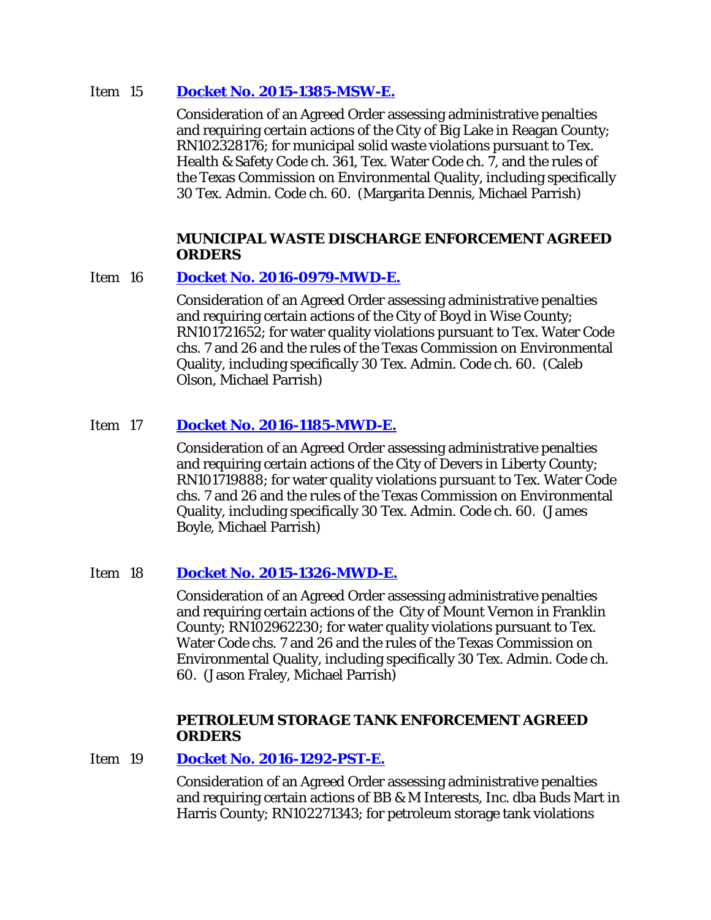Item 15 **Docket No. 2015-1385-MSW-E.**

Consideration of an Agreed Order assessing administrative penalties and requiring certain actions of the City of Big Lake in Reagan County; RN102328176; for municipal solid waste violations pursuant to Tex. Health & Safety Code ch. 361, Tex. Water Code ch. 7, and the rules of the Texas Commission on Environmental Quality, including specifically 30 Tex. Admin. Code ch. 60. (Margarita Dennis, Michael Parrish)

**MUNICIPAL WASTE DISCHARGE ENFORCEMENT AGREED ORDERS**

Item 16 **Docket No. 2016-0979-MWD-E.**

Consideration of an Agreed Order assessing administrative penalties and requiring certain actions of the City of Boyd in Wise County; RN101721652; for water quality violations pursuant to Tex. Water Code chs. 7 and 26 and the rules of the Texas Commission on Environmental Quality, including specifically 30 Tex. Admin. Code ch. 60. (Caleb Olson, Michael Parrish)

Item 17 **Docket No. 2016-1185-MWD-E.**

Consideration of an Agreed Order assessing administrative penalties and requiring certain actions of the City of Devers in Liberty County; RN101719888; for water quality violations pursuant to Tex. Water Code chs. 7 and 26 and the rules of the Texas Commission on Environmental Quality, including specifically 30 Tex. Admin. Code ch. 60. (James Boyle, Michael Parrish)

Item 18 **Docket No. 2015-1326-MWD-E.**

Consideration of an Agreed Order assessing administrative penalties and requiring certain actions of the City of Mount Vernon in Franklin County; RN102962230; for water quality violations pursuant to Tex. Water Code chs. 7 and 26 and the rules of the Texas Commission on Environmental Quality, including specifically 30 Tex. Admin. Code ch. 60. (Jason Fraley, Michael Parrish)

**PETROLEUM STORAGE TANK ENFORCEMENT AGREED ORDERS**

Item 19 **Docket No. 2016-1292-PST-E.**

Consideration of an Agreed Order assessing administrative penalties and requiring certain actions of BB & M Interests, Inc. dba Buds Mart in Harris County; RN102271343; for petroleum storage tank violations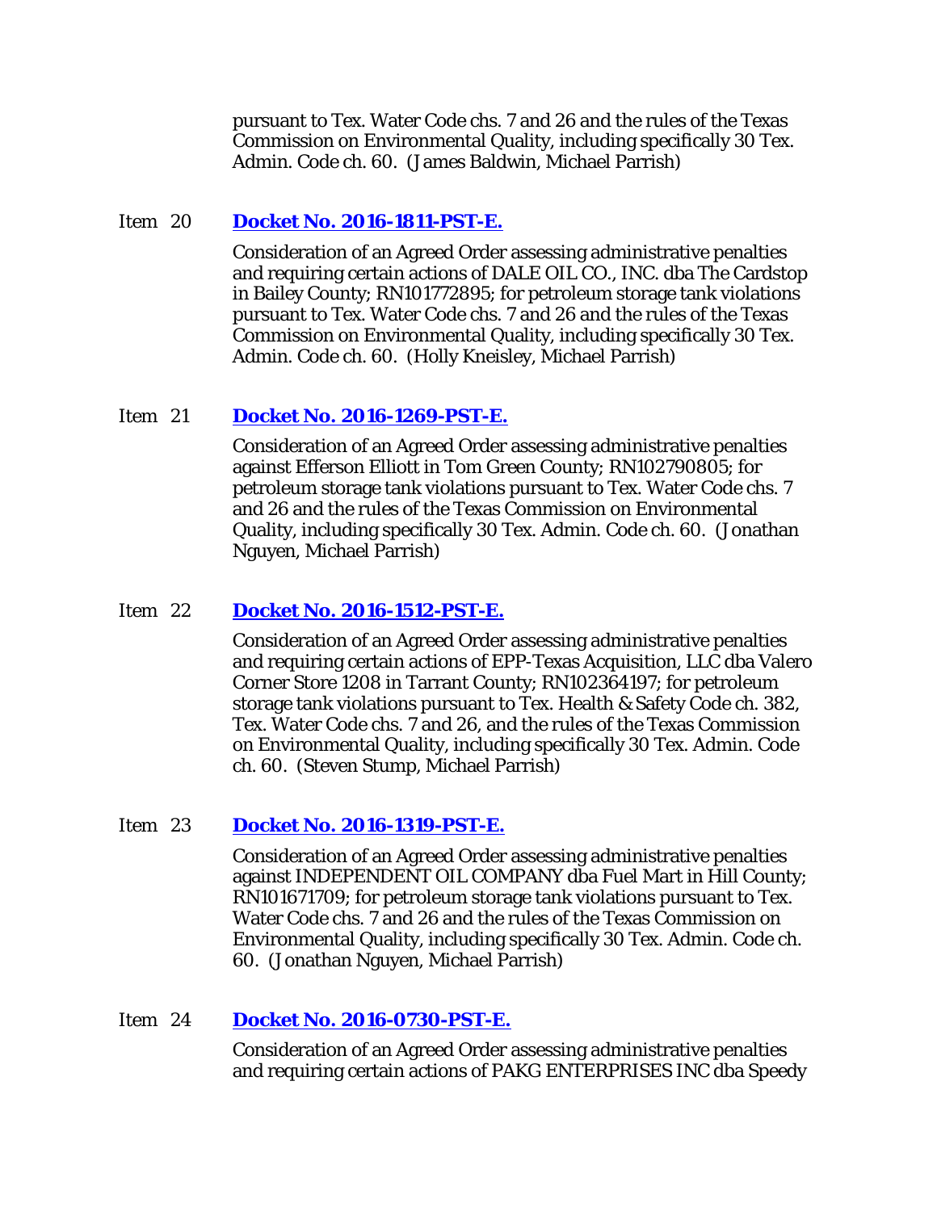pursuant to Tex. Water Code chs. 7 and 26 and the rules of the Texas Commission on Environmental Quality, including specifically 30 Tex. Admin. Code ch. 60. (James Baldwin, Michael Parrish)

Item 20 **Docket No. 2016-1811-PST-E.**

Consideration of an Agreed Order assessing administrative penalties and requiring certain actions of DALE OIL CO., INC. dba The Cardstop in Bailey County; RN101772895; for petroleum storage tank violations pursuant to Tex. Water Code chs. 7 and 26 and the rules of the Texas Commission on Environmental Quality, including specifically 30 Tex. Admin. Code ch. 60. (Holly Kneisley, Michael Parrish)

Item 21 **Docket No. 2016-1269-PST-E.**

Consideration of an Agreed Order assessing administrative penalties against Efferson Elliott in Tom Green County; RN102790805; for petroleum storage tank violations pursuant to Tex. Water Code chs. 7 and 26 and the rules of the Texas Commission on Environmental Quality, including specifically 30 Tex. Admin. Code ch. 60. (Jonathan Nguyen, Michael Parrish)

Item 22 **Docket No. 2016-1512-PST-E.**

Consideration of an Agreed Order assessing administrative penalties and requiring certain actions of EPP-Texas Acquisition, LLC dba Valero Corner Store 1208 in Tarrant County; RN102364197; for petroleum storage tank violations pursuant to Tex. Health & Safety Code ch. 382, Tex. Water Code chs. 7 and 26, and the rules of the Texas Commission on Environmental Quality, including specifically 30 Tex. Admin. Code ch. 60. (Steven Stump, Michael Parrish)

Item 23 **Docket No. 2016-1319-PST-E.**

Consideration of an Agreed Order assessing administrative penalties against INDEPENDENT OIL COMPANY dba Fuel Mart in Hill County; RN101671709; for petroleum storage tank violations pursuant to Tex. Water Code chs. 7 and 26 and the rules of the Texas Commission on Environmental Quality, including specifically 30 Tex. Admin. Code ch. 60. (Jonathan Nguyen, Michael Parrish)

Item 24 **Docket No. 2016-0730-PST-E.**

Consideration of an Agreed Order assessing administrative penalties and requiring certain actions of PAKG ENTERPRISES INC dba Speedy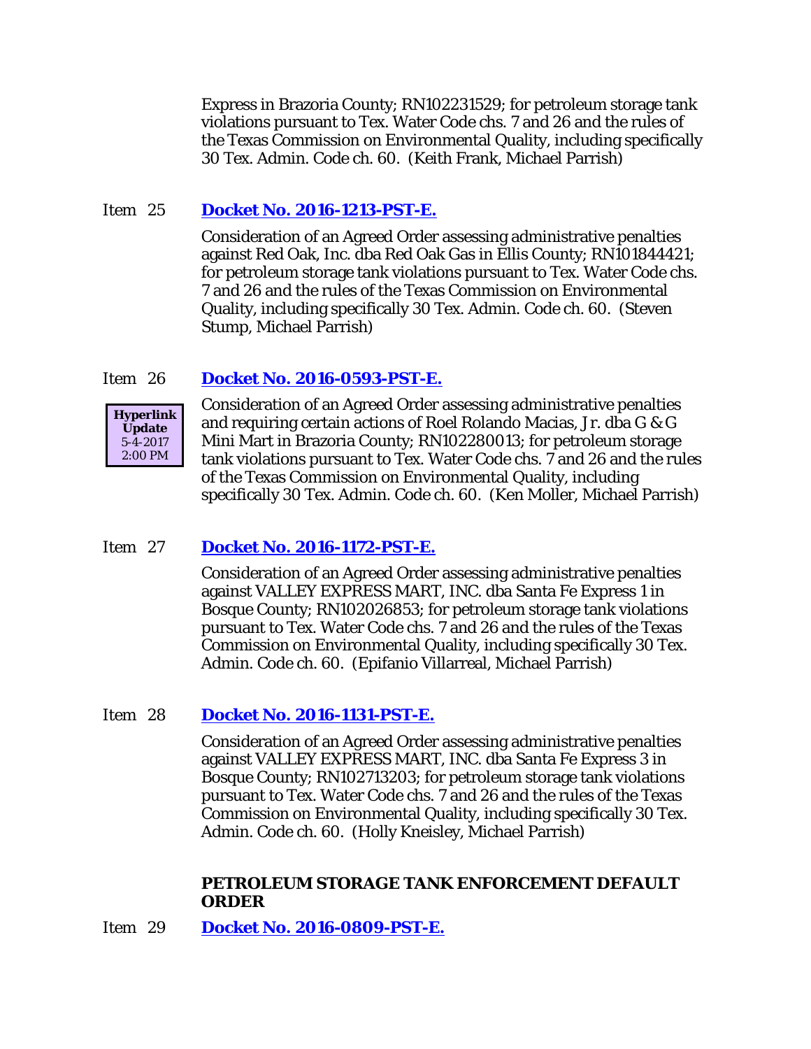Express in Brazoria County; RN102231529; for petroleum storage tank violations pursuant to Tex. Water Code chs. 7 and 26 and the rules of the Texas Commission on Environmental Quality, including specifically 30 Tex. Admin. Code ch. 60. (Keith Frank, Michael Parrish)

Item 25 **Docket No. 2016-1213-PST-E.**

Consideration of an Agreed Order assessing administrative penalties against Red Oak, Inc. dba Red Oak Gas in Ellis County; RN101844421; for petroleum storage tank violations pursuant to Tex. Water Code chs. 7 and 26 and the rules of the Texas Commission on Environmental Quality, including specifically 30 Tex. Admin. Code ch. 60. (Steven Stump, Michael Parrish)

Item 26 **Docket No. 2016-0593-PST-E.**

**Hyperlink Update** 5-4-2017 2:00 PM

Consideration of an Agreed Order assessing administrative penalties and requiring certain actions of Roel Rolando Macias, Jr. dba G & G Mini Mart in Brazoria County; RN102280013; for petroleum storage tank violations pursuant to Tex. Water Code chs. 7 and 26 and the rules of the Texas Commission on Environmental Quality, including specifically 30 Tex. Admin. Code ch. 60. (Ken Moller, Michael Parrish)

Item 27 **Docket No. 2016-1172-PST-E.**

Consideration of an Agreed Order assessing administrative penalties against VALLEY EXPRESS MART, INC. dba Santa Fe Express 1 in Bosque County; RN102026853; for petroleum storage tank violations pursuant to Tex. Water Code chs. 7 and 26 and the rules of the Texas Commission on Environmental Quality, including specifically 30 Tex. Admin. Code ch. 60. (Epifanio Villarreal, Michael Parrish)

Item 28 **Docket No. 2016-1131-PST-E.**

Consideration of an Agreed Order assessing administrative penalties against VALLEY EXPRESS MART, INC. dba Santa Fe Express 3 in Bosque County; RN102713203; for petroleum storage tank violations pursuant to Tex. Water Code chs. 7 and 26 and the rules of the Texas Commission on Environmental Quality, including specifically 30 Tex. Admin. Code ch. 60. (Holly Kneisley, Michael Parrish)

**PETROLEUM STORAGE TANK ENFORCEMENT DEFAULT ORDER**

Item 29 **Docket No. 2016-0809-PST-E.**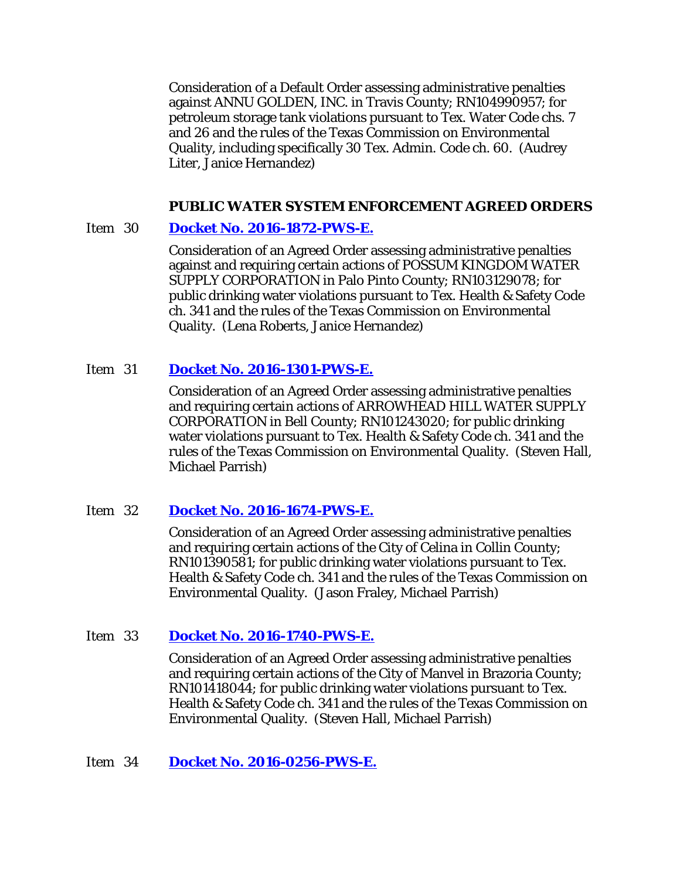Consideration of a Default Order assessing administrative penalties against ANNU GOLDEN, INC. in Travis County; RN104990957; for petroleum storage tank violations pursuant to Tex. Water Code chs. 7 and 26 and the rules of the Texas Commission on Environmental Quality, including specifically 30 Tex. Admin. Code ch. 60. (Audrey Liter, Janice Hernandez)

### PUBLIC WATER SYSTEM ENFORCEMENT AGREED ORDERS

Item 30 **Docket No. 2016-1872-PWS-E.**

Consideration of an Agreed Order assessing administrative penalties against and requiring certain actions of POSSUM KINGDOM WATER SUPPLY CORPORATION in Palo Pinto County; RN103129078; for public drinking water violations pursuant to Tex. Health & Safety Code ch. 341 and the rules of the Texas Commission on Environmental Quality. (Lena Roberts, Janice Hernandez)

Item 31 **Docket No. 2016-1301-PWS-E.**

Consideration of an Agreed Order assessing administrative penalties and requiring certain actions of ARROWHEAD HILL WATER SUPPLY CORPORATION in Bell County; RN101243020; for public drinking water violations pursuant to Tex. Health & Safety Code ch. 341 and the rules of the Texas Commission on Environmental Quality. (Steven Hall, Michael Parrish)

Item 32 **Docket No. 2016-1674-PWS-E.**

Consideration of an Agreed Order assessing administrative penalties and requiring certain actions of the City of Celina in Collin County; RN101390581; for public drinking water violations pursuant to Tex. Health & Safety Code ch. 341 and the rules of the Texas Commission on Environmental Quality. (Jason Fraley, Michael Parrish)

Item 33 **Docket No. 2016-1740-PWS-E.**

Consideration of an Agreed Order assessing administrative penalties and requiring certain actions of the City of Manvel in Brazoria County; RN101418044; for public drinking water violations pursuant to Tex. Health & Safety Code ch. 341 and the rules of the Texas Commission on Environmental Quality. (Steven Hall, Michael Parrish)

Item 34 **Docket No. 2016-0256-PWS-E.**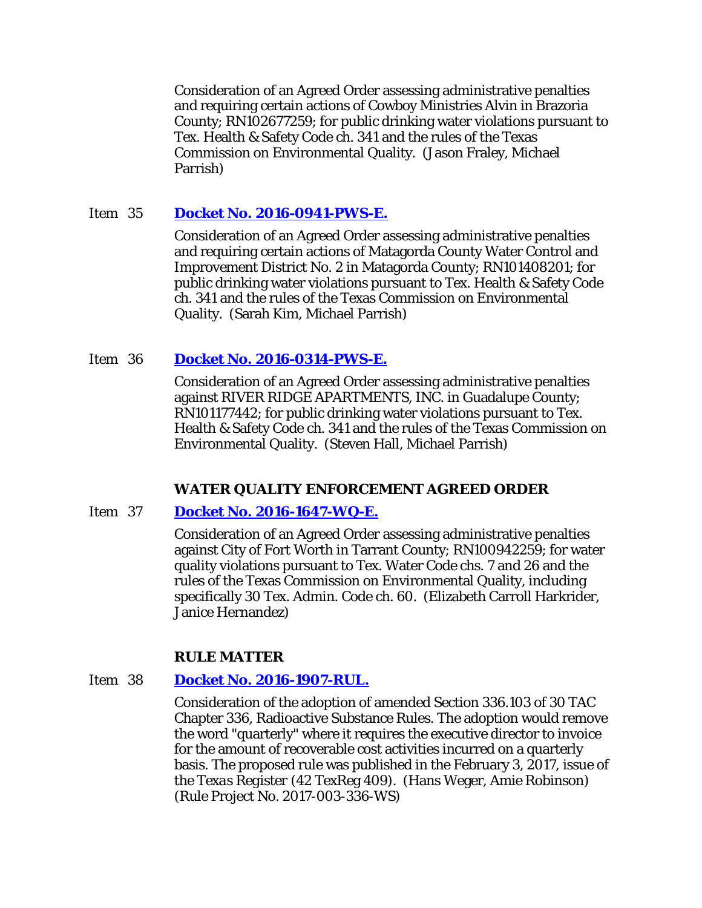Consideration of an Agreed Order assessing administrative penalties and requiring certain actions of Cowboy Ministries Alvin in Brazoria County; RN102677259; for public drinking water violations pursuant to Tex. Health & Safety Code ch. 341 and the rules of the Texas Commission on Environmental Quality. (Jason Fraley, Michael Parrish)

Item 35 **Docket No. 2016-0941-PWS-E.**

Consideration of an Agreed Order assessing administrative penalties and requiring certain actions of Matagorda County Water Control and Improvement District No. 2 in Matagorda County; RN101408201; for public drinking water violations pursuant to Tex. Health & Safety Code ch. 341 and the rules of the Texas Commission on Environmental Quality. (Sarah Kim, Michael Parrish)

Item 36 **Docket No. 2016-0314-PWS-E.**

Consideration of an Agreed Order assessing administrative penalties against RIVER RIDGE APARTMENTS, INC. in Guadalupe County; RN101177442; for public drinking water violations pursuant to Tex. Health & Safety Code ch. 341 and the rules of the Texas Commission on Environmental Quality. (Steven Hall, Michael Parrish)

**WATER QUALITY ENFORCEMENT AGREED ORDER**

Item 37 **Docket No. 2016-1647-WQ-E.**

Consideration of an Agreed Order assessing administrative penalties against City of Fort Worth in Tarrant County; RN100942259; for water quality violations pursuant to Tex. Water Code chs. 7 and 26 and the rules of the Texas Commission on Environmental Quality, including specifically 30 Tex. Admin. Code ch. 60. (Elizabeth Carroll Harkrider, Janice Hernandez)

**RULE MATTER**

Item 38 **Docket No. 2016-1907-RUL.**

Consideration of the adoption of amended Section 336.103 of 30 TAC Chapter 336, Radioactive Substance Rules. The adoption would remove the word "quarterly" where it requires the executive director to invoice for the amount of recoverable cost activities incurred on a quarterly basis. The proposed rule was published in the February 3, 2017, issue of the *Texas Register* (42 TexReg 409). (Hans Weger, Amie Robinson) (Rule Project No. 2017-003-336-WS)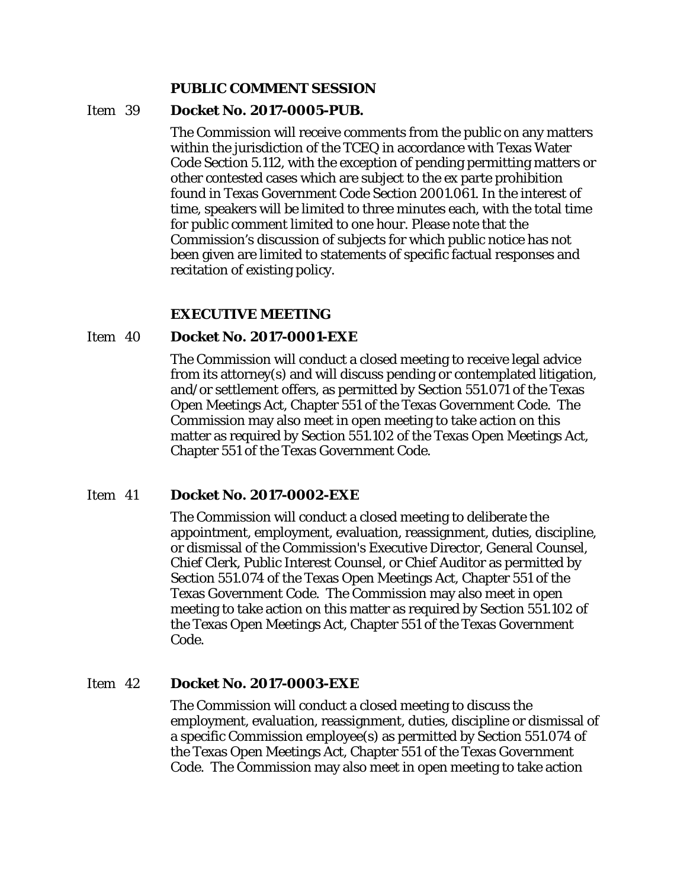**PUBLIC COMMENT SESSION**

Item 39 **Docket No. 2017-0005-PUB.**

The Commission will receive comments from the public on any matters within the jurisdiction of the TCEQ in accordance with Texas Water Code Section 5.112, with the exception of pending permitting matters or other contested cases which are subject to the ex parte prohibition found in Texas Government Code Section 2001.061. In the interest of time, speakers will be limited to three minutes each, with the total time for public comment limited to one hour. Please note that the Commission's discussion of subjects for which public notice has not been given are limited to statements of specific factual responses and recitation of existing policy.

**EXECUTIVE MEETING**

Item 40 **Docket No. 2017-0001-EXE**

The Commission will conduct a closed meeting to receive legal advice from its attorney(s) and will discuss pending or contemplated litigation, and/or settlement offers, as permitted by Section 551.071 of the Texas Open Meetings Act, Chapter 551 of the Texas Government Code. The Commission may also meet in open meeting to take action on this matter as required by Section 551.102 of the Texas Open Meetings Act, Chapter 551 of the Texas Government Code.

Item 41 **Docket No. 2017-0002-EXE**

The Commission will conduct a closed meeting to deliberate the appointment, employment, evaluation, reassignment, duties, discipline, or dismissal of the Commission's Executive Director, General Counsel, Chief Clerk, Public Interest Counsel, or Chief Auditor as permitted by Section 551.074 of the Texas Open Meetings Act, Chapter 551 of the Texas Government Code. The Commission may also meet in open meeting to take action on this matter as required by Section 551.102 of the Texas Open Meetings Act, Chapter 551 of the Texas Government Code.

Item 42 **Docket No. 2017-0003-EXE**

The Commission will conduct a closed meeting to discuss the employment, evaluation, reassignment, duties, discipline or dismissal of a specific Commission employee(s) as permitted by Section 551.074 of the Texas Open Meetings Act, Chapter 551 of the Texas Government Code. The Commission may also meet in open meeting to take action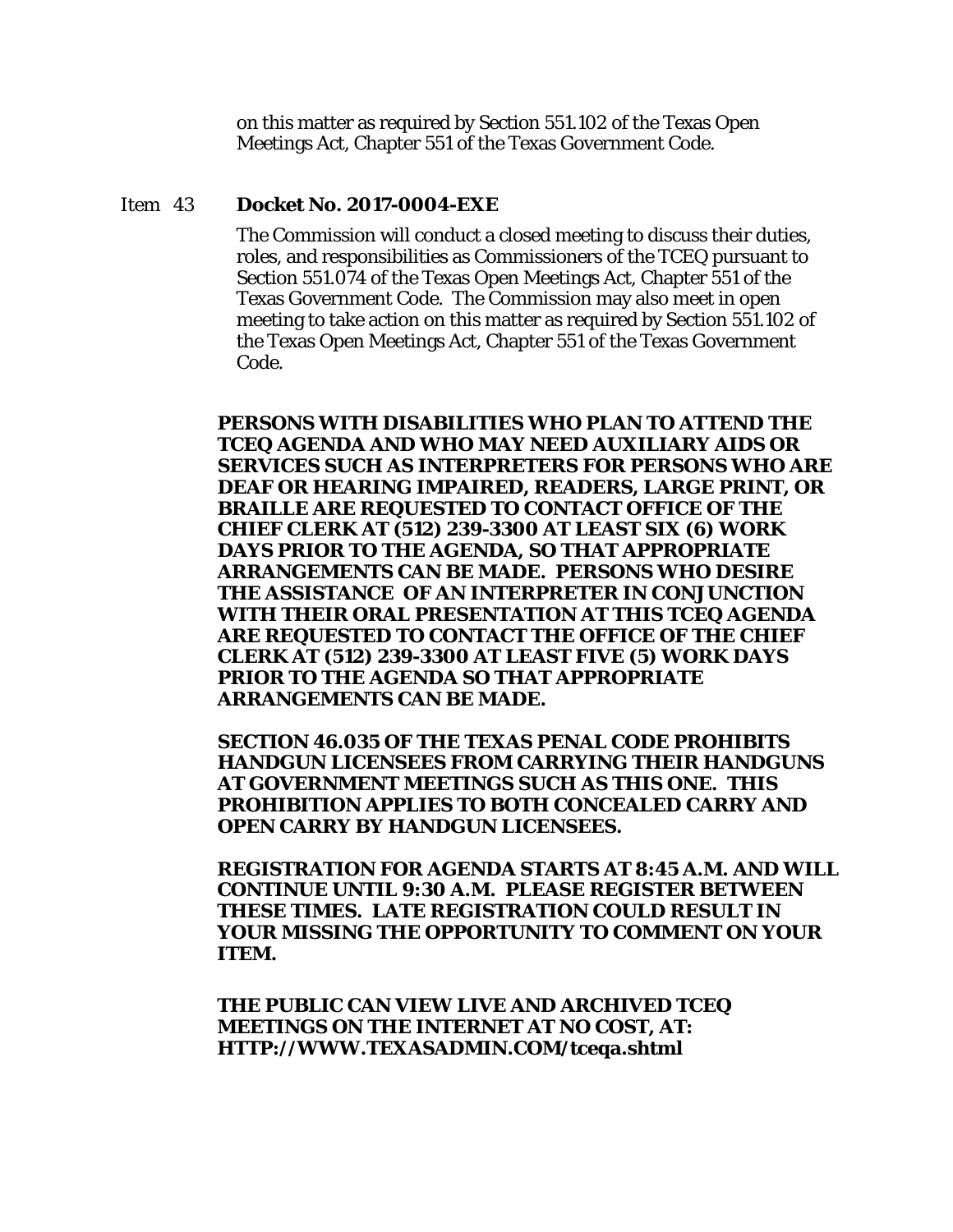on this matter as required by Section 551.102 of the Texas Open Meetings Act, Chapter 551 of the Texas Government Code.

Item 43 **Docket No. 2017-0004-EXE**

The Commission will conduct a closed meeting to discuss their duties, roles, and responsibilities as Commissioners of the TCEQ pursuant to Section 551.074 of the Texas Open Meetings Act, Chapter 551 of the Texas Government Code. The Commission may also meet in open meeting to take action on this matter as required by Section 551.102 of the Texas Open Meetings Act, Chapter 551 of the Texas Government Code.

**PERSONS WITH DISABILITIES WHO PLAN TO ATTEND THE TCEQ AGENDA AND WHO MAY NEED AUXILIARY AIDS OR SERVICES SUCH AS INTERPRETERS FOR PERSONS WHO ARE DEAF OR HEARING IMPAIRED, READERS, LARGE PRINT, OR BRAILLE ARE REQUESTED TO CONTACT OFFICE OF THE CHIEF CLERK AT (512) 239-3300 AT LEAST SIX (6) WORK DAYS PRIOR TO THE AGENDA, SO THAT APPROPRIATE ARRANGEMENTS CAN BE MADE. PERSONS WHO DESIRE THE ASSISTANCE OF AN INTERPRETER IN CONJUNCTION WITH THEIR ORAL PRESENTATION AT THIS TCEQ AGENDA ARE REQUESTED TO CONTACT THE OFFICE OF THE CHIEF CLERK AT (512) 239-3300 AT LEAST FIVE (5) WORK DAYS PRIOR TO THE AGENDA SO THAT APPROPRIATE ARRANGEMENTS CAN BE MADE.**

**SECTION 46.035 OF THE TEXAS PENAL CODE PROHIBITS HANDGUN LICENSEES FROM CARRYING THEIR HANDGUNS AT GOVERNMENT MEETINGS SUCH AS THIS ONE. THIS PROHIBITION APPLIES TO BOTH CONCEALED CARRY AND OPEN CARRY BY HANDGUN LICENSEES.**

**REGISTRATION FOR AGENDA STARTS AT 8:45 A.M. AND WILL CONTINUE UNTIL 9:30 A.M. PLEASE REGISTER BETWEEN THESE TIMES. LATE REGISTRATION COULD RESULT IN YOUR MISSING THE OPPORTUNITY TO COMMENT ON YOUR ITEM.**

**THE PUBLIC CAN VIEW LIVE AND ARCHIVED TCEQ MEETINGS ON THE INTERNET AT NO COST, AT: HTTP://WWW.TEXASADMIN.COM/tceqa.shtml**